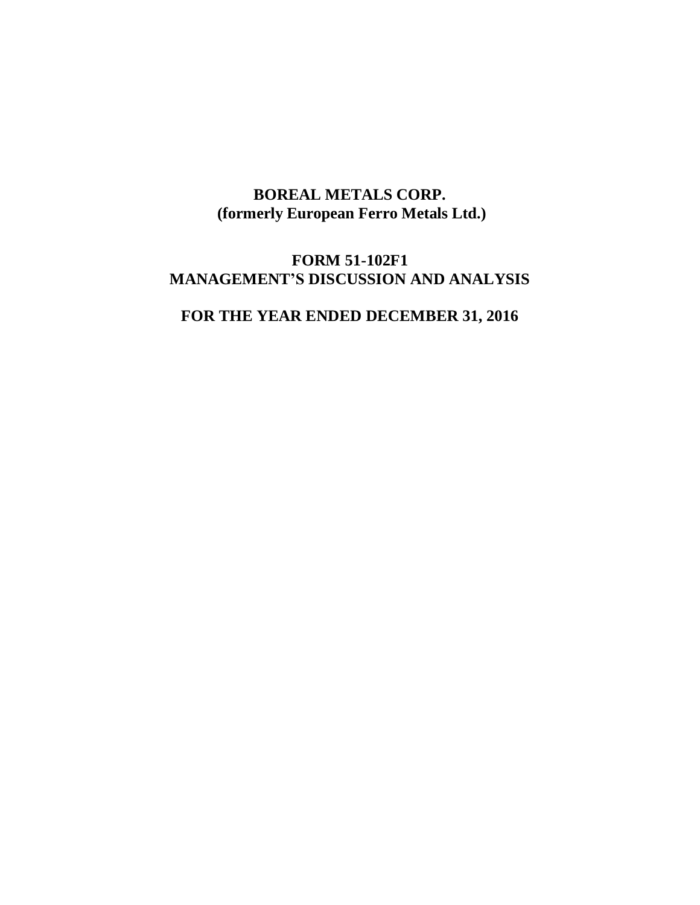# BOREAL METALS CORP.
## (formerly European Ferro Metals Ltd.)

# FORM 51-102F1
# MANAGEMENT'S DISCUSSION AND ANALYSIS

# FOR THE YEAR ENDED DECEMBER 31, 2016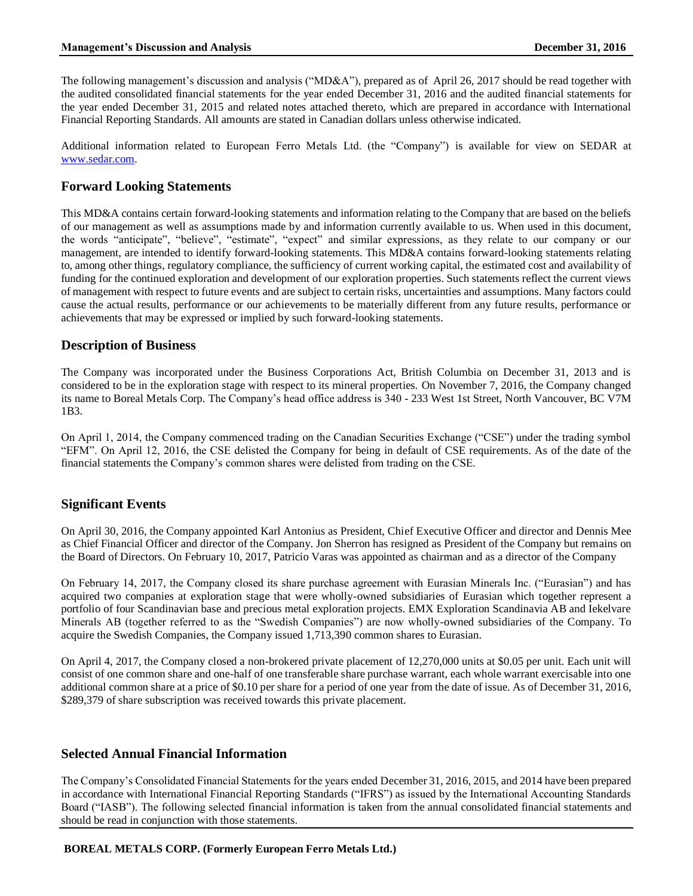The following management's discussion and analysis ("MD&A"), prepared as of April 26, 2017 should be read together with the audited consolidated financial statements for the year ended December 31, 2016 and the audited financial statements for the year ended December 31, 2015 and related notes attached thereto, which are prepared in accordance with International Financial Reporting Standards. All amounts are stated in Canadian dollars unless otherwise indicated.

Additional information related to European Ferro Metals Ltd. (the "Company") is available for view on SEDAR at www.sedar.com.

## Forward Looking Statements

This MD&A contains certain forward-looking statements and information relating to the Company that are based on the beliefs of our management as well as assumptions made by and information currently available to us. When used in this document, the words "anticipate", "believe", "estimate", "expect" and similar expressions, as they relate to our company or our management, are intended to identify forward-looking statements. This MD&A contains forward-looking statements relating to, among other things, regulatory compliance, the sufficiency of current working capital, the estimated cost and availability of funding for the continued exploration and development of our exploration properties. Such statements reflect the current views of management with respect to future events and are subject to certain risks, uncertainties and assumptions. Many factors could cause the actual results, performance or our achievements to be materially different from any future results, performance or achievements that may be expressed or implied by such forward-looking statements.

## Description of Business

The Company was incorporated under the Business Corporations Act, British Columbia on December 31, 2013 and is considered to be in the exploration stage with respect to its mineral properties. On November 7, 2016, the Company changed its name to Boreal Metals Corp. The Company's head office address is 340 - 233 West 1st Street, North Vancouver, BC V7M 1B3.

On April 1, 2014, the Company commenced trading on the Canadian Securities Exchange ("CSE") under the trading symbol "EFM". On April 12, 2016, the CSE delisted the Company for being in default of CSE requirements. As of the date of the financial statements the Company's common shares were delisted from trading on the CSE.

## Significant Events

On April 30, 2016, the Company appointed Karl Antonius as President, Chief Executive Officer and director and Dennis Mee as Chief Financial Officer and director of the Company. Jon Sherron has resigned as President of the Company but remains on the Board of Directors. On February 10, 2017, Patricio Varas was appointed as chairman and as a director of the Company

On February 14, 2017, the Company closed its share purchase agreement with Eurasian Minerals Inc. ("Eurasian") and has acquired two companies at exploration stage that were wholly-owned subsidiaries of Eurasian which together represent a portfolio of four Scandinavian base and precious metal exploration projects. EMX Exploration Scandinavia AB and Iekelvare Minerals AB (together referred to as the "Swedish Companies") are now wholly-owned subsidiaries of the Company. To acquire the Swedish Companies, the Company issued 1,713,390 common shares to Eurasian.

On April 4, 2017, the Company closed a non-brokered private placement of 12,270,000 units at $0.05 per unit. Each unit will consist of one common share and one-half of one transferable share purchase warrant, each whole warrant exercisable into one additional common share at a price of $0.10 per share for a period of one year from the date of issue. As of December 31, 2016, $289,379 of share subscription was received towards this private placement.

## Selected Annual Financial Information

The Company's Consolidated Financial Statements for the years ended December 31, 2016, 2015, and 2014 have been prepared in accordance with International Financial Reporting Standards ("IFRS") as issued by the International Accounting Standards Board ("IASB"). The following selected financial information is taken from the annual consolidated financial statements and should be read in conjunction with those statements.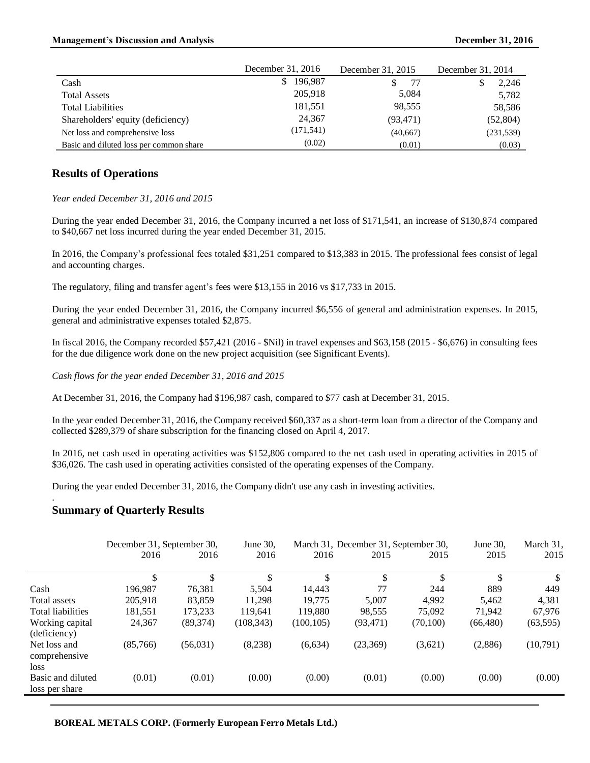| | December 31, 2016 | December 31, 2015 | December 31, 2014 |
|---|---|---|---|
| Cash | $ 196,987 | $ 77 | $ 2,246 |
| Total Assets | 205,918 | 5,084 | 5,782 |
| Total Liabilities | 181,551 | 98,555 | 58,586 |
| Shareholders' equity (deficiency) | 24,367 | (93,471) | (52,804) |
| Net loss and comprehensive loss | (171,541) | (40,667) | (231,539) |
| Basic and diluted loss per common share | (0.02) | (0.01) | (0.03) |

## Results of Operations

*Year ended December 31, 2016 and 2015*

During the year ended December 31, 2016, the Company incurred a net loss of $171,541, an increase of $130,874 compared to $40,667 net loss incurred during the year ended December 31, 2015.

In 2016, the Company's professional fees totaled $31,251 compared to $13,383 in 2015. The professional fees consist of legal and accounting charges.

The regulatory, filing and transfer agent's fees were $13,155 in 2016 vs $17,733 in 2015.

During the year ended December 31, 2016, the Company incurred $6,556 of general and administration expenses. In 2015, general and administrative expenses totaled $2,875.

In fiscal 2016, the Company recorded $57,421 (2016 - $Nil) in travel expenses and $63,158 (2015 - $6,676) in consulting fees for the due diligence work done on the new project acquisition (see Significant Events).

*Cash flows for the year ended December 31, 2016 and 2015*

At December 31, 2016, the Company had $196,987 cash, compared to $77 cash at December 31, 2015.

In the year ended December 31, 2016, the Company received $60,337 as a short-term loan from a director of the Company and collected $289,379 of share subscription for the financing closed on April 4, 2017.

In 2016, net cash used in operating activities was $152,806 compared to the net cash used in operating activities in 2015 of $36,026. The cash used in operating activities consisted of the operating expenses of the Company.

During the year ended December 31, 2016, the Company didn't use any cash in investing activities.

## Summary of Quarterly Results

| | December 31, 2016 | September 30, 2016 | June 30, 2016 | March 31, 2016 | December 31, 2015 | September 30, 2015 | June 30, 2015 | March 31, 2015 |
|---|---|---|---|---|---|---|---|---|
| | $ | $ | $ | $ | $ | $ | $ | $ |
| Cash | 196,987 | 76,381 | 5,504 | 14,443 | 77 | 244 | 889 | 449 |
| Total assets | 205,918 | 83,859 | 11,298 | 19,775 | 5,007 | 4,992 | 5,462 | 4,381 |
| Total liabilities | 181,551 | 173,233 | 119,641 | 119,880 | 98,555 | 75,092 | 71,942 | 67,976 |
| Working capital (deficiency) | 24,367 | (89,374) | (108,343) | (100,105) | (93,471) | (70,100) | (66,480) | (63,595) |
| Net loss and comprehensive loss | (85,766) | (56,031) | (8,238) | (6,634) | (23,369) | (3,621) | (2,886) | (10,791) |
| Basic and diluted loss per share | (0.01) | (0.01) | (0.00) | (0.00) | (0.01) | (0.00) | (0.00) | (0.00) |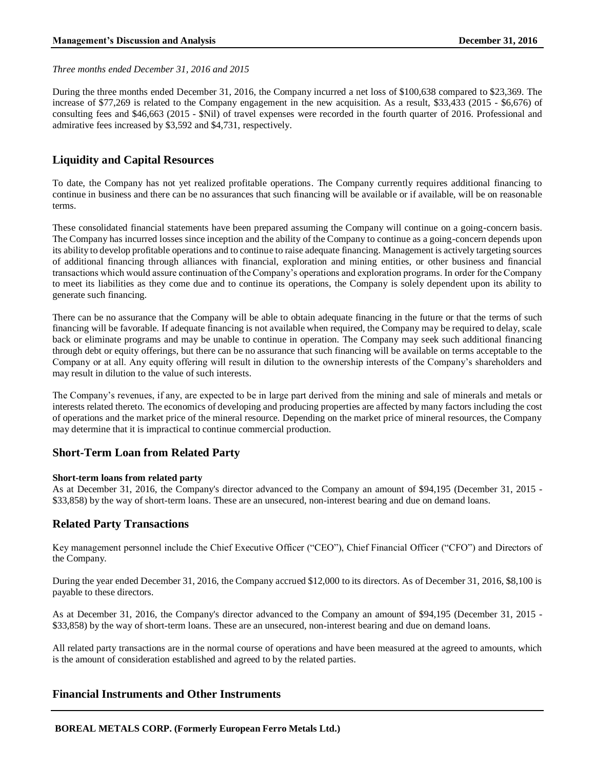*Three months ended December 31, 2016 and 2015*

During the three months ended December 31, 2016, the Company incurred a net loss of $100,638 compared to $23,369. The increase of $77,269 is related to the Company engagement in the new acquisition. As a result, $33,433 (2015 - $6,676) of consulting fees and $46,663 (2015 - $Nil) of travel expenses were recorded in the fourth quarter of 2016. Professional and admirative fees increased by $3,592 and $4,731, respectively.

## Liquidity and Capital Resources

To date, the Company has not yet realized profitable operations. The Company currently requires additional financing to continue in business and there can be no assurances that such financing will be available or if available, will be on reasonable terms.

These consolidated financial statements have been prepared assuming the Company will continue on a going-concern basis. The Company has incurred losses since inception and the ability of the Company to continue as a going-concern depends upon its ability to develop profitable operations and to continue to raise adequate financing. Management is actively targeting sources of additional financing through alliances with financial, exploration and mining entities, or other business and financial transactions which would assure continuation of the Company's operations and exploration programs. In order for the Company to meet its liabilities as they come due and to continue its operations, the Company is solely dependent upon its ability to generate such financing.

There can be no assurance that the Company will be able to obtain adequate financing in the future or that the terms of such financing will be favorable. If adequate financing is not available when required, the Company may be required to delay, scale back or eliminate programs and may be unable to continue in operation. The Company may seek such additional financing through debt or equity offerings, but there can be no assurance that such financing will be available on terms acceptable to the Company or at all. Any equity offering will result in dilution to the ownership interests of the Company's shareholders and may result in dilution to the value of such interests.

The Company's revenues, if any, are expected to be in large part derived from the mining and sale of minerals and metals or interests related thereto. The economics of developing and producing properties are affected by many factors including the cost of operations and the market price of the mineral resource. Depending on the market price of mineral resources, the Company may determine that it is impractical to continue commercial production.

## Short-Term Loan from Related Party

**Short-term loans from related party**
As at December 31, 2016, the Company's director advanced to the Company an amount of $94,195 (December 31, 2015 - $33,858) by the way of short-term loans. These are an unsecured, non-interest bearing and due on demand loans.

## Related Party Transactions

Key management personnel include the Chief Executive Officer ("CEO"), Chief Financial Officer ("CFO") and Directors of the Company.

During the year ended December 31, 2016, the Company accrued $12,000 to its directors. As of December 31, 2016, $8,100 is payable to these directors.

As at December 31, 2016, the Company's director advanced to the Company an amount of $94,195 (December 31, 2015 - $33,858) by the way of short-term loans. These are an unsecured, non-interest bearing and due on demand loans.

All related party transactions are in the normal course of operations and have been measured at the agreed to amounts, which is the amount of consideration established and agreed to by the related parties.

## Financial Instruments and Other Instruments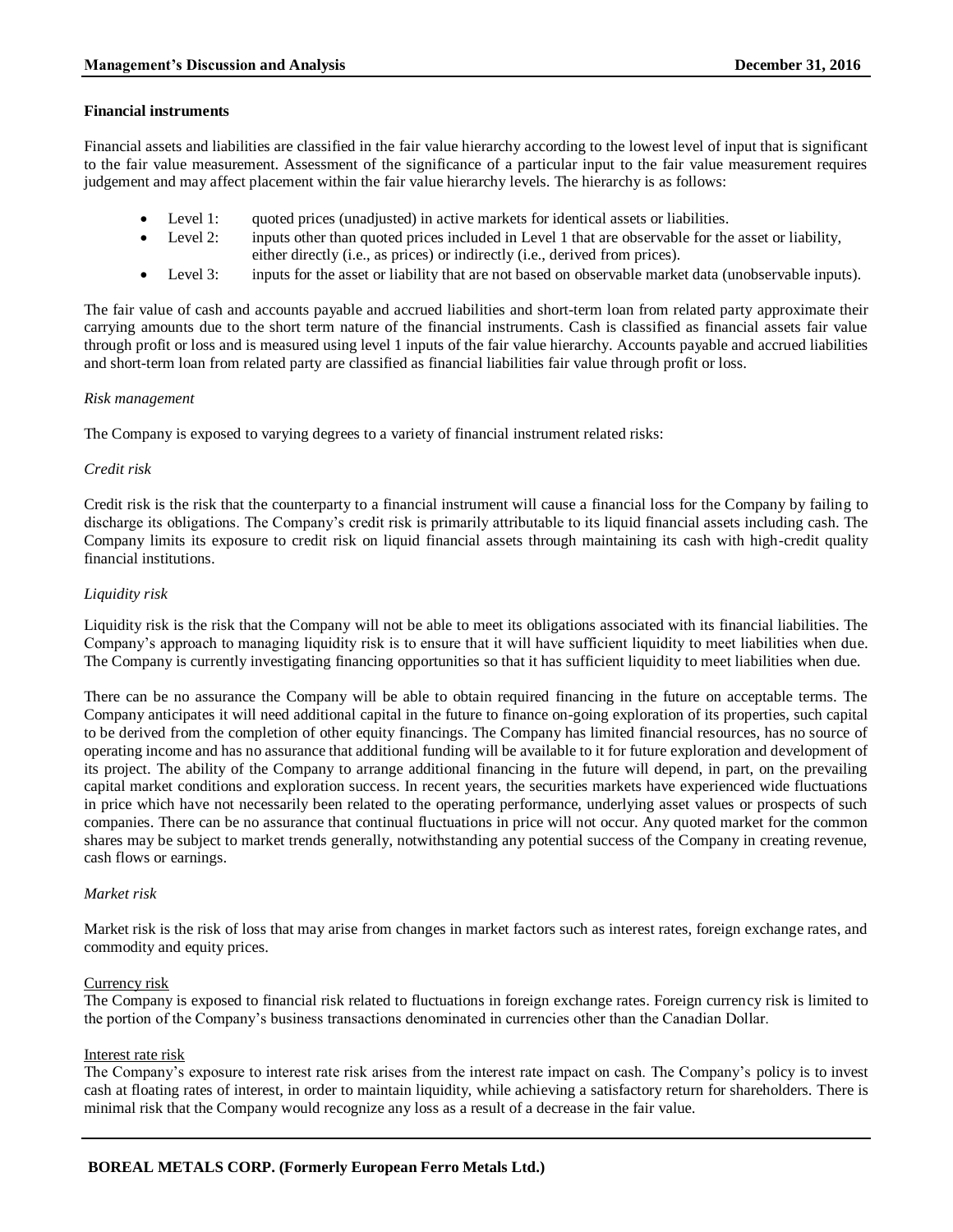### Financial instruments

Financial assets and liabilities are classified in the fair value hierarchy according to the lowest level of input that is significant to the fair value measurement. Assessment of the significance of a particular input to the fair value measurement requires judgement and may affect placement within the fair value hierarchy levels. The hierarchy is as follows:

- Level 1: quoted prices (unadjusted) in active markets for identical assets or liabilities.
- Level 2: inputs other than quoted prices included in Level 1 that are observable for the asset or liability, either directly (i.e., as prices) or indirectly (i.e., derived from prices).
- Level 3: inputs for the asset or liability that are not based on observable market data (unobservable inputs).

The fair value of cash and accounts payable and accrued liabilities and short-term loan from related party approximate their carrying amounts due to the short term nature of the financial instruments. Cash is classified as financial assets fair value through profit or loss and is measured using level 1 inputs of the fair value hierarchy. Accounts payable and accrued liabilities and short-term loan from related party are classified as financial liabilities fair value through profit or loss.

*Risk management*

The Company is exposed to varying degrees to a variety of financial instrument related risks:

*Credit risk*

Credit risk is the risk that the counterparty to a financial instrument will cause a financial loss for the Company by failing to discharge its obligations. The Company's credit risk is primarily attributable to its liquid financial assets including cash. The Company limits its exposure to credit risk on liquid financial assets through maintaining its cash with high-credit quality financial institutions.

*Liquidity risk*

Liquidity risk is the risk that the Company will not be able to meet its obligations associated with its financial liabilities. The Company's approach to managing liquidity risk is to ensure that it will have sufficient liquidity to meet liabilities when due. The Company is currently investigating financing opportunities so that it has sufficient liquidity to meet liabilities when due.

There can be no assurance the Company will be able to obtain required financing in the future on acceptable terms. The Company anticipates it will need additional capital in the future to finance on-going exploration of its properties, such capital to be derived from the completion of other equity financings. The Company has limited financial resources, has no source of operating income and has no assurance that additional funding will be available to it for future exploration and development of its project. The ability of the Company to arrange additional financing in the future will depend, in part, on the prevailing capital market conditions and exploration success. In recent years, the securities markets have experienced wide fluctuations in price which have not necessarily been related to the operating performance, underlying asset values or prospects of such companies. There can be no assurance that continual fluctuations in price will not occur. Any quoted market for the common shares may be subject to market trends generally, notwithstanding any potential success of the Company in creating revenue, cash flows or earnings.

*Market risk*

Market risk is the risk of loss that may arise from changes in market factors such as interest rates, foreign exchange rates, and commodity and equity prices.

<u>Currency risk</u>
The Company is exposed to financial risk related to fluctuations in foreign exchange rates. Foreign currency risk is limited to the portion of the Company's business transactions denominated in currencies other than the Canadian Dollar.

<u>Interest rate risk</u>
The Company's exposure to interest rate risk arises from the interest rate impact on cash. The Company's policy is to invest cash at floating rates of interest, in order to maintain liquidity, while achieving a satisfactory return for shareholders. There is minimal risk that the Company would recognize any loss as a result of a decrease in the fair value.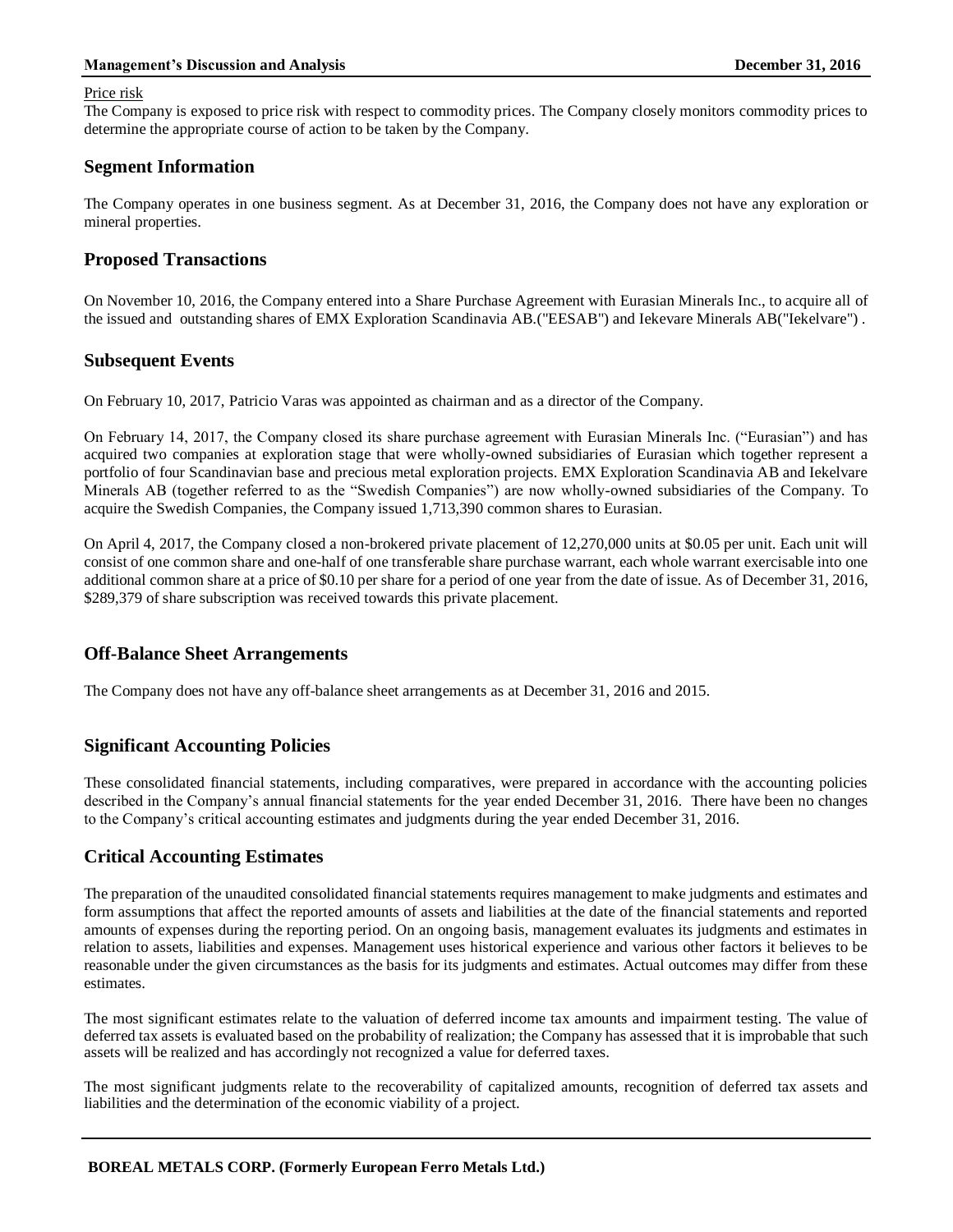Price risk

The Company is exposed to price risk with respect to commodity prices. The Company closely monitors commodity prices to determine the appropriate course of action to be taken by the Company.

## Segment Information

The Company operates in one business segment. As at December 31, 2016, the Company does not have any exploration or mineral properties.

## Proposed Transactions

On November 10, 2016, the Company entered into a Share Purchase Agreement with Eurasian Minerals Inc., to acquire all of the issued and outstanding shares of EMX Exploration Scandinavia AB.("EESAB") and Iekevare Minerals AB("Iekelvare") .

## Subsequent Events

On February 10, 2017, Patricio Varas was appointed as chairman and as a director of the Company.

On February 14, 2017, the Company closed its share purchase agreement with Eurasian Minerals Inc. ("Eurasian") and has acquired two companies at exploration stage that were wholly-owned subsidiaries of Eurasian which together represent a portfolio of four Scandinavian base and precious metal exploration projects. EMX Exploration Scandinavia AB and Iekelvare Minerals AB (together referred to as the "Swedish Companies") are now wholly-owned subsidiaries of the Company. To acquire the Swedish Companies, the Company issued 1,713,390 common shares to Eurasian.

On April 4, 2017, the Company closed a non-brokered private placement of 12,270,000 units at $0.05 per unit. Each unit will consist of one common share and one-half of one transferable share purchase warrant, each whole warrant exercisable into one additional common share at a price of $0.10 per share for a period of one year from the date of issue. As of December 31, 2016, $289,379 of share subscription was received towards this private placement.

## Off-Balance Sheet Arrangements

The Company does not have any off-balance sheet arrangements as at December 31, 2016 and 2015.

## Significant Accounting Policies

These consolidated financial statements, including comparatives, were prepared in accordance with the accounting policies described in the Company's annual financial statements for the year ended December 31, 2016. There have been no changes to the Company's critical accounting estimates and judgments during the year ended December 31, 2016.

## Critical Accounting Estimates

The preparation of the unaudited consolidated financial statements requires management to make judgments and estimates and form assumptions that affect the reported amounts of assets and liabilities at the date of the financial statements and reported amounts of expenses during the reporting period. On an ongoing basis, management evaluates its judgments and estimates in relation to assets, liabilities and expenses. Management uses historical experience and various other factors it believes to be reasonable under the given circumstances as the basis for its judgments and estimates. Actual outcomes may differ from these estimates.

The most significant estimates relate to the valuation of deferred income tax amounts and impairment testing. The value of deferred tax assets is evaluated based on the probability of realization; the Company has assessed that it is improbable that such assets will be realized and has accordingly not recognized a value for deferred taxes.

The most significant judgments relate to the recoverability of capitalized amounts, recognition of deferred tax assets and liabilities and the determination of the economic viability of a project.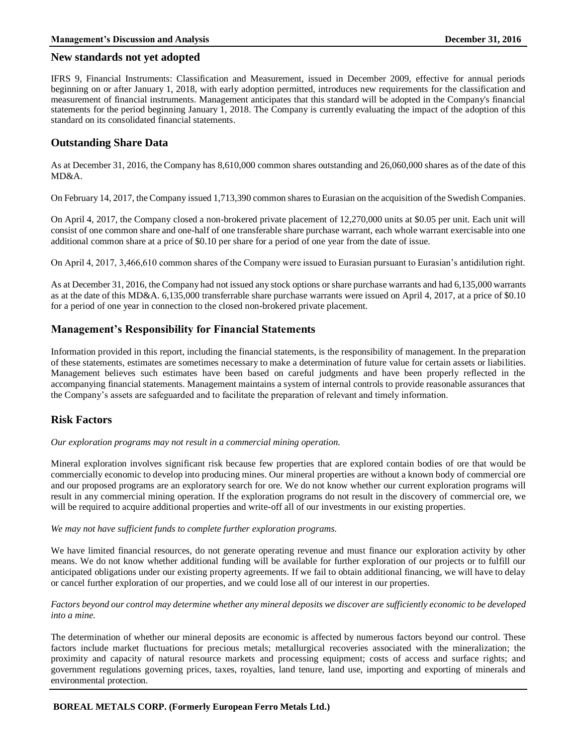## New standards not yet adopted

IFRS 9, Financial Instruments: Classification and Measurement, issued in December 2009, effective for annual periods beginning on or after January 1, 2018, with early adoption permitted, introduces new requirements for the classification and measurement of financial instruments. Management anticipates that this standard will be adopted in the Company's financial statements for the period beginning January 1, 2018. The Company is currently evaluating the impact of the adoption of this standard on its consolidated financial statements.

## Outstanding Share Data

As at December 31, 2016, the Company has 8,610,000 common shares outstanding and 26,060,000 shares as of the date of this MD&A.

On February 14, 2017, the Company issued 1,713,390 common shares to Eurasian on the acquisition of the Swedish Companies.

On April 4, 2017, the Company closed a non-brokered private placement of 12,270,000 units at $0.05 per unit. Each unit will consist of one common share and one-half of one transferable share purchase warrant, each whole warrant exercisable into one additional common share at a price of $0.10 per share for a period of one year from the date of issue.

On April 4, 2017, 3,466,610 common shares of the Company were issued to Eurasian pursuant to Eurasian's antidilution right.

As at December 31, 2016, the Company had not issued any stock options or share purchase warrants and had 6,135,000 warrants as at the date of this MD&A. 6,135,000 transferrable share purchase warrants were issued on April 4, 2017, at a price of $0.10 for a period of one year in connection to the closed non-brokered private placement.

## Management's Responsibility for Financial Statements

Information provided in this report, including the financial statements, is the responsibility of management. In the preparation of these statements, estimates are sometimes necessary to make a determination of future value for certain assets or liabilities. Management believes such estimates have been based on careful judgments and have been properly reflected in the accompanying financial statements. Management maintains a system of internal controls to provide reasonable assurances that the Company's assets are safeguarded and to facilitate the preparation of relevant and timely information.

## Risk Factors

*Our exploration programs may not result in a commercial mining operation.*

Mineral exploration involves significant risk because few properties that are explored contain bodies of ore that would be commercially economic to develop into producing mines. Our mineral properties are without a known body of commercial ore and our proposed programs are an exploratory search for ore. We do not know whether our current exploration programs will result in any commercial mining operation. If the exploration programs do not result in the discovery of commercial ore, we will be required to acquire additional properties and write-off all of our investments in our existing properties.

*We may not have sufficient funds to complete further exploration programs.*

We have limited financial resources, do not generate operating revenue and must finance our exploration activity by other means. We do not know whether additional funding will be available for further exploration of our projects or to fulfill our anticipated obligations under our existing property agreements. If we fail to obtain additional financing, we will have to delay or cancel further exploration of our properties, and we could lose all of our interest in our properties.

*Factors beyond our control may determine whether any mineral deposits we discover are sufficiently economic to be developed into a mine.*

The determination of whether our mineral deposits are economic is affected by numerous factors beyond our control. These factors include market fluctuations for precious metals; metallurgical recoveries associated with the mineralization; the proximity and capacity of natural resource markets and processing equipment; costs of access and surface rights; and government regulations governing prices, taxes, royalties, land tenure, land use, importing and exporting of minerals and environmental protection.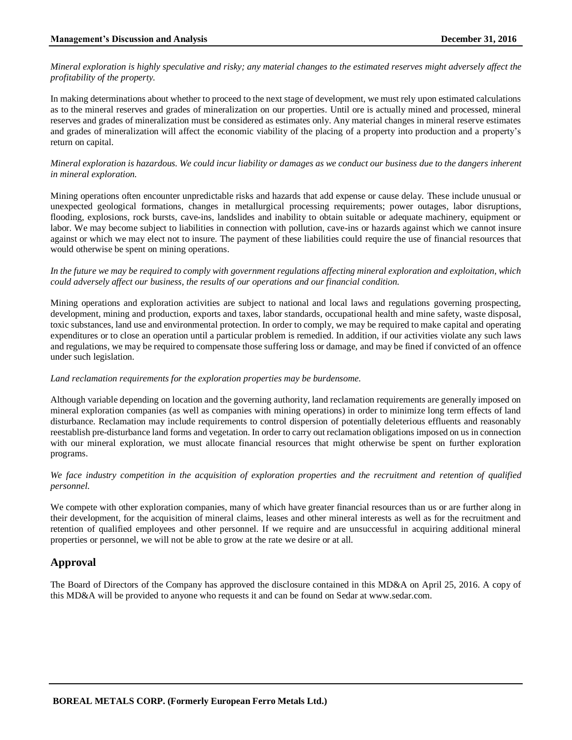*Mineral exploration is highly speculative and risky; any material changes to the estimated reserves might adversely affect the profitability of the property.*

In making determinations about whether to proceed to the next stage of development, we must rely upon estimated calculations as to the mineral reserves and grades of mineralization on our properties. Until ore is actually mined and processed, mineral reserves and grades of mineralization must be considered as estimates only. Any material changes in mineral reserve estimates and grades of mineralization will affect the economic viability of the placing of a property into production and a property's return on capital.

*Mineral exploration is hazardous. We could incur liability or damages as we conduct our business due to the dangers inherent in mineral exploration.*

Mining operations often encounter unpredictable risks and hazards that add expense or cause delay. These include unusual or unexpected geological formations, changes in metallurgical processing requirements; power outages, labor disruptions, flooding, explosions, rock bursts, cave-ins, landslides and inability to obtain suitable or adequate machinery, equipment or labor. We may become subject to liabilities in connection with pollution, cave-ins or hazards against which we cannot insure against or which we may elect not to insure. The payment of these liabilities could require the use of financial resources that would otherwise be spent on mining operations.

*In the future we may be required to comply with government regulations affecting mineral exploration and exploitation, which could adversely affect our business, the results of our operations and our financial condition.*

Mining operations and exploration activities are subject to national and local laws and regulations governing prospecting, development, mining and production, exports and taxes, labor standards, occupational health and mine safety, waste disposal, toxic substances, land use and environmental protection. In order to comply, we may be required to make capital and operating expenditures or to close an operation until a particular problem is remedied. In addition, if our activities violate any such laws and regulations, we may be required to compensate those suffering loss or damage, and may be fined if convicted of an offence under such legislation.

*Land reclamation requirements for the exploration properties may be burdensome.*

Although variable depending on location and the governing authority, land reclamation requirements are generally imposed on mineral exploration companies (as well as companies with mining operations) in order to minimize long term effects of land disturbance. Reclamation may include requirements to control dispersion of potentially deleterious effluents and reasonably reestablish pre-disturbance land forms and vegetation. In order to carry out reclamation obligations imposed on us in connection with our mineral exploration, we must allocate financial resources that might otherwise be spent on further exploration programs.

*We face industry competition in the acquisition of exploration properties and the recruitment and retention of qualified personnel.*

We compete with other exploration companies, many of which have greater financial resources than us or are further along in their development, for the acquisition of mineral claims, leases and other mineral interests as well as for the recruitment and retention of qualified employees and other personnel. If we require and are unsuccessful in acquiring additional mineral properties or personnel, we will not be able to grow at the rate we desire or at all.

## Approval

The Board of Directors of the Company has approved the disclosure contained in this MD&A on April 25, 2016. A copy of this MD&A will be provided to anyone who requests it and can be found on Sedar at www.sedar.com.